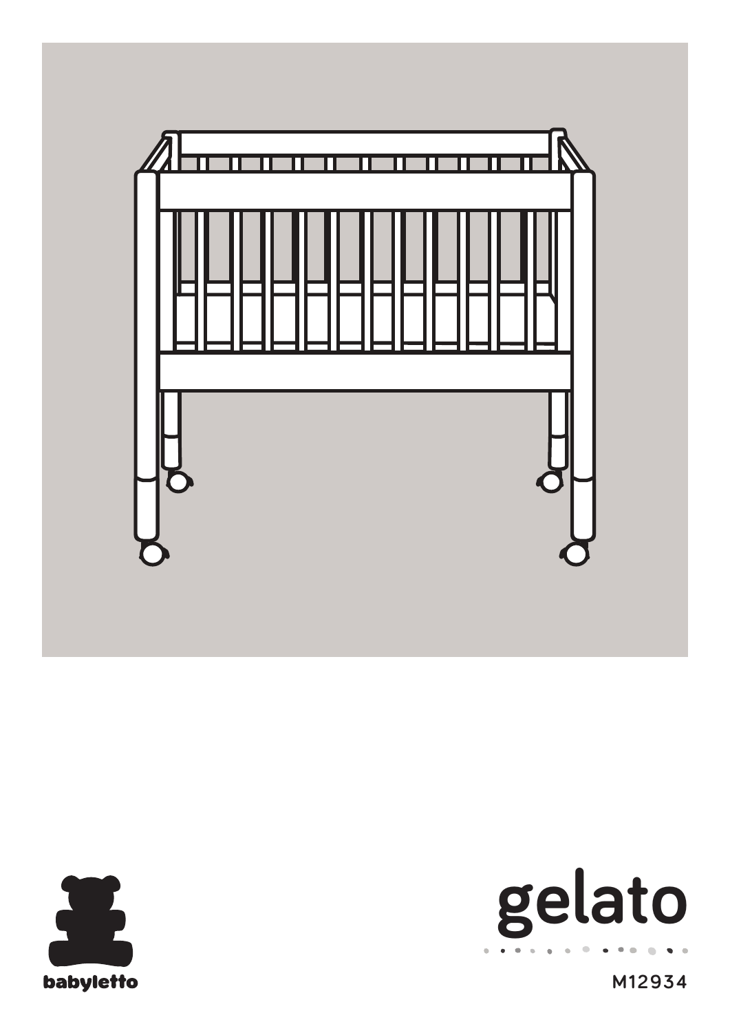babyletto

# gelato

M12934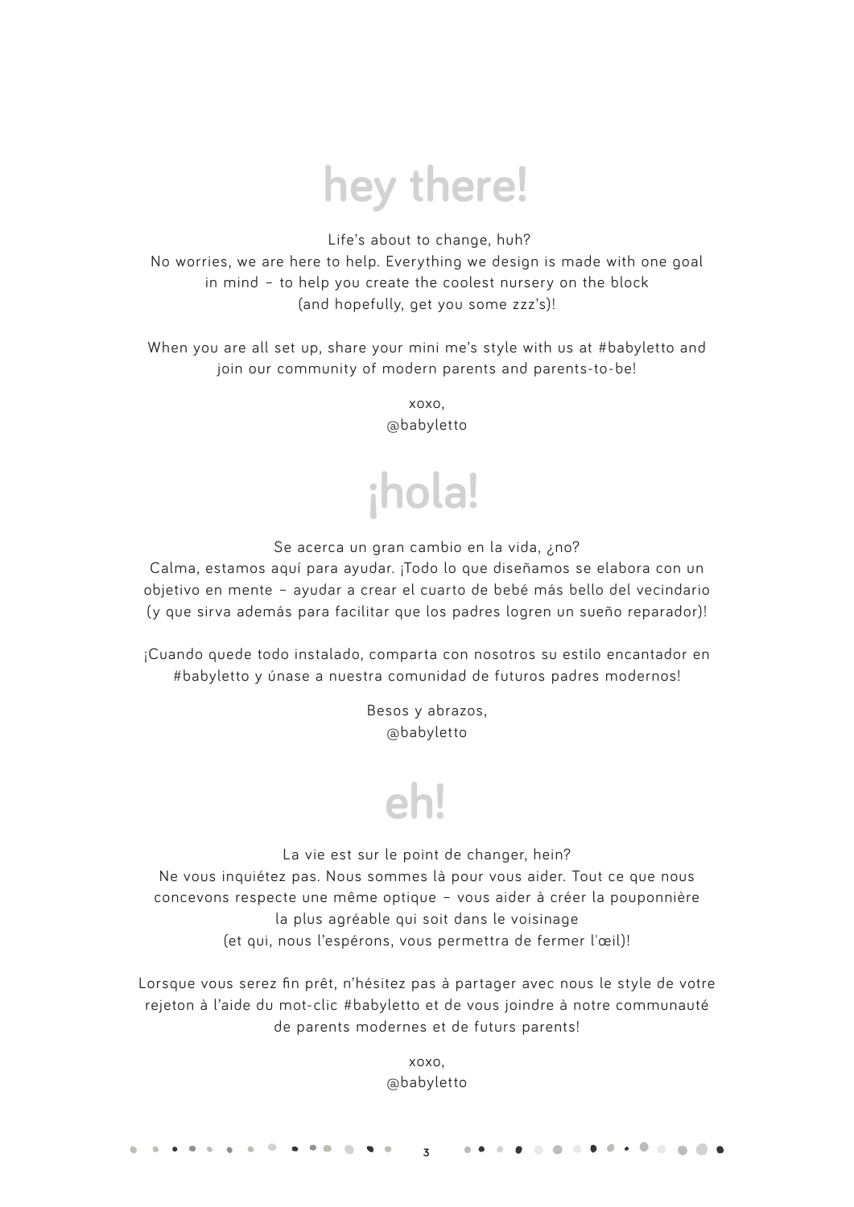# hey there!

Life's about to change, huh?
No worries, we are here to help. Everything we design is made with one goal in mind – to help you create the coolest nursery on the block (and hopefully, get you some zzz's)!

When you are all set up, share your mini me's style with us at #babyletto and join our community of modern parents and parents-to-be!

xoxo,
@babyletto

# ¡hola!

Se acerca un gran cambio en la vida, ¿no?
Calma, estamos aquí para ayudar. ¡Todo lo que diseñamos se elabora con un objetivo en mente – ayudar a crear el cuarto de bebé más bello del vecindario (y que sirva además para facilitar que los padres logren un sueño reparador)!

¡Cuando quede todo instalado, comparta con nosotros su estilo encantador en #babyletto y únase a nuestra comunidad de futuros padres modernos!

Besos y abrazos,
@babyletto

# eh!

La vie est sur le point de changer, hein?
Ne vous inquiétez pas. Nous sommes là pour vous aider. Tout ce que nous concevons respecte une même optique – vous aider à créer la pouponnière la plus agréable qui soit dans le voisinage (et qui, nous l'espérons, vous permettra de fermer l'œil)!

Lorsque vous serez fin prêt, n'hésitez pas à partager avec nous le style de votre rejeton à l'aide du mot-clic #babyletto et de vous joindre à notre communauté de parents modernes et de futurs parents!

xoxo,
@babyletto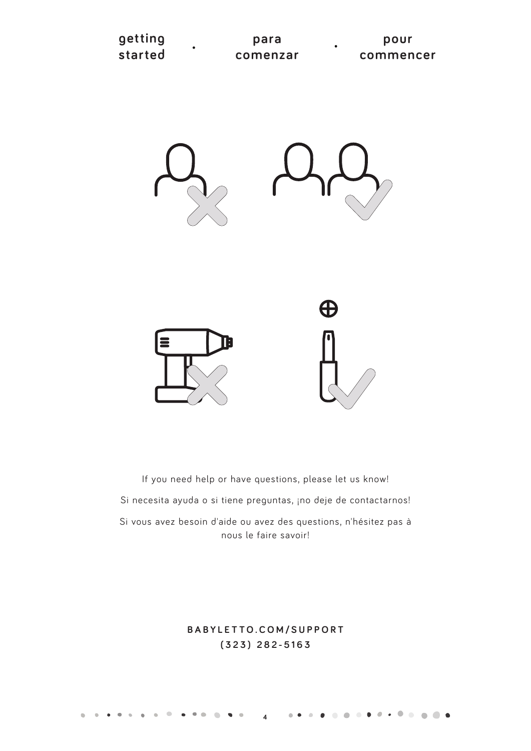# getting started • para comenzar • pour commencer

If you need help or have questions, please let us know!

Si necesita ayuda o si tiene preguntas, ¡no deje de contactarnos!

Si vous avez besoin d'aide ou avez des questions, n'hésitez pas à nous le faire savoir!

**BABYLETTO.COM/SUPPORT**
**(323) 282-5163**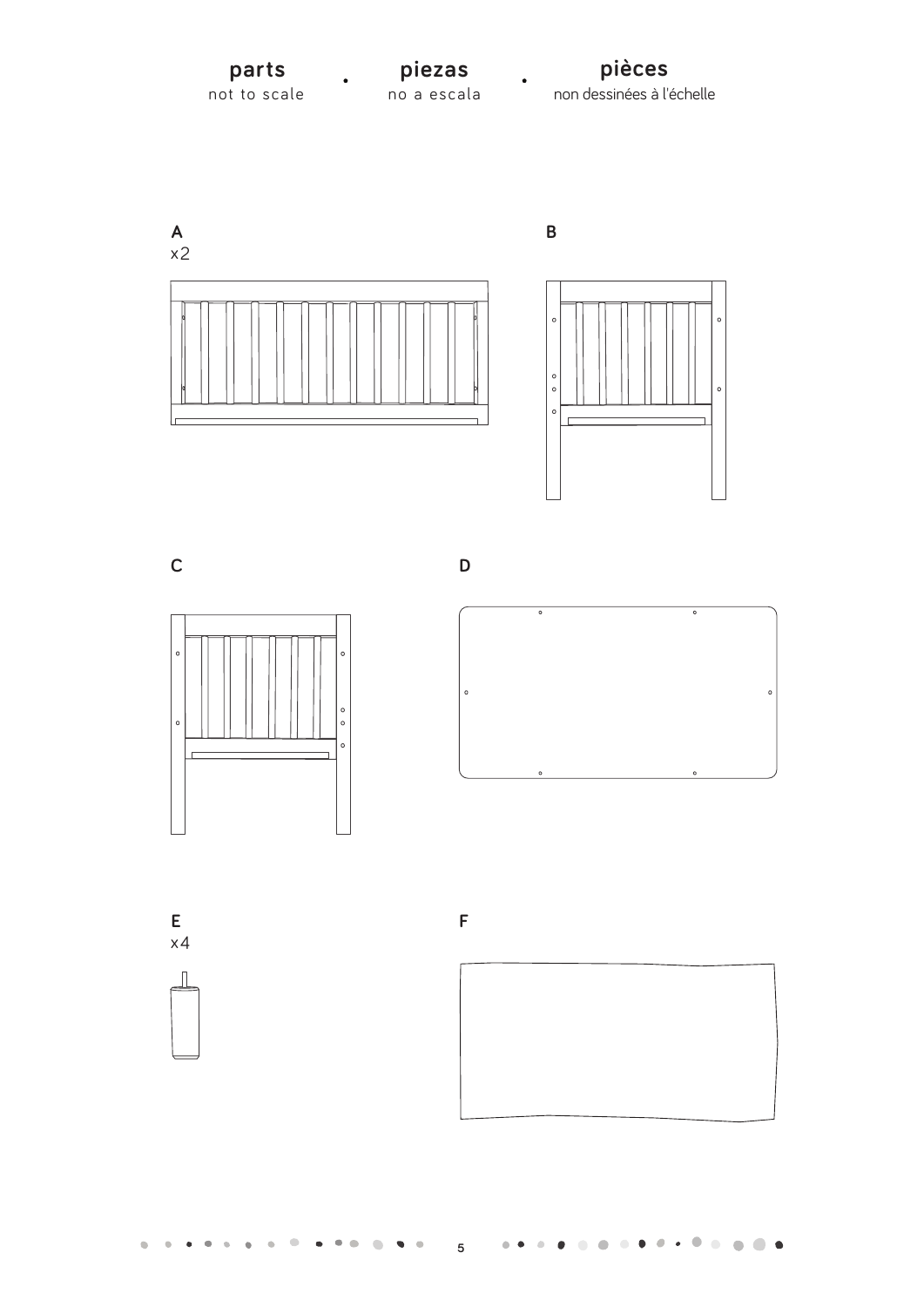**parts** not to scale • **piezas** no a escala • **pièces** non dessinées à l'échelle

A
x2

B

C

D

E
x4

F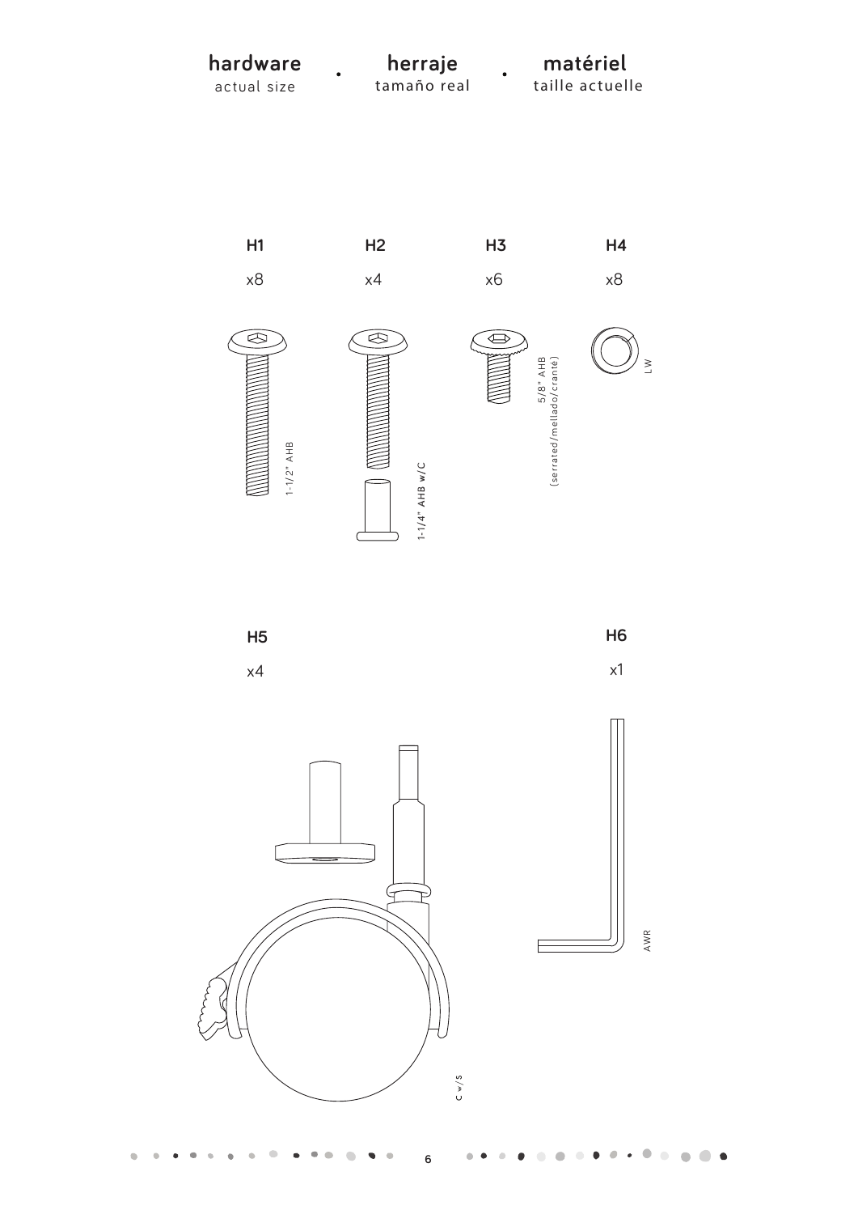**hardware** actual size · **herraje** tamaño real · **matériel** taille actuelle

**H1**

x8

1-1/2" AHB

**H2**

x4

1-1/4" AHB w/C

**H3**

x6

5/8" AHB (serrated/mellado/cranté)

**H4**

x8

LW

**H5**

x4

C w/S

**H6**

x1

AWR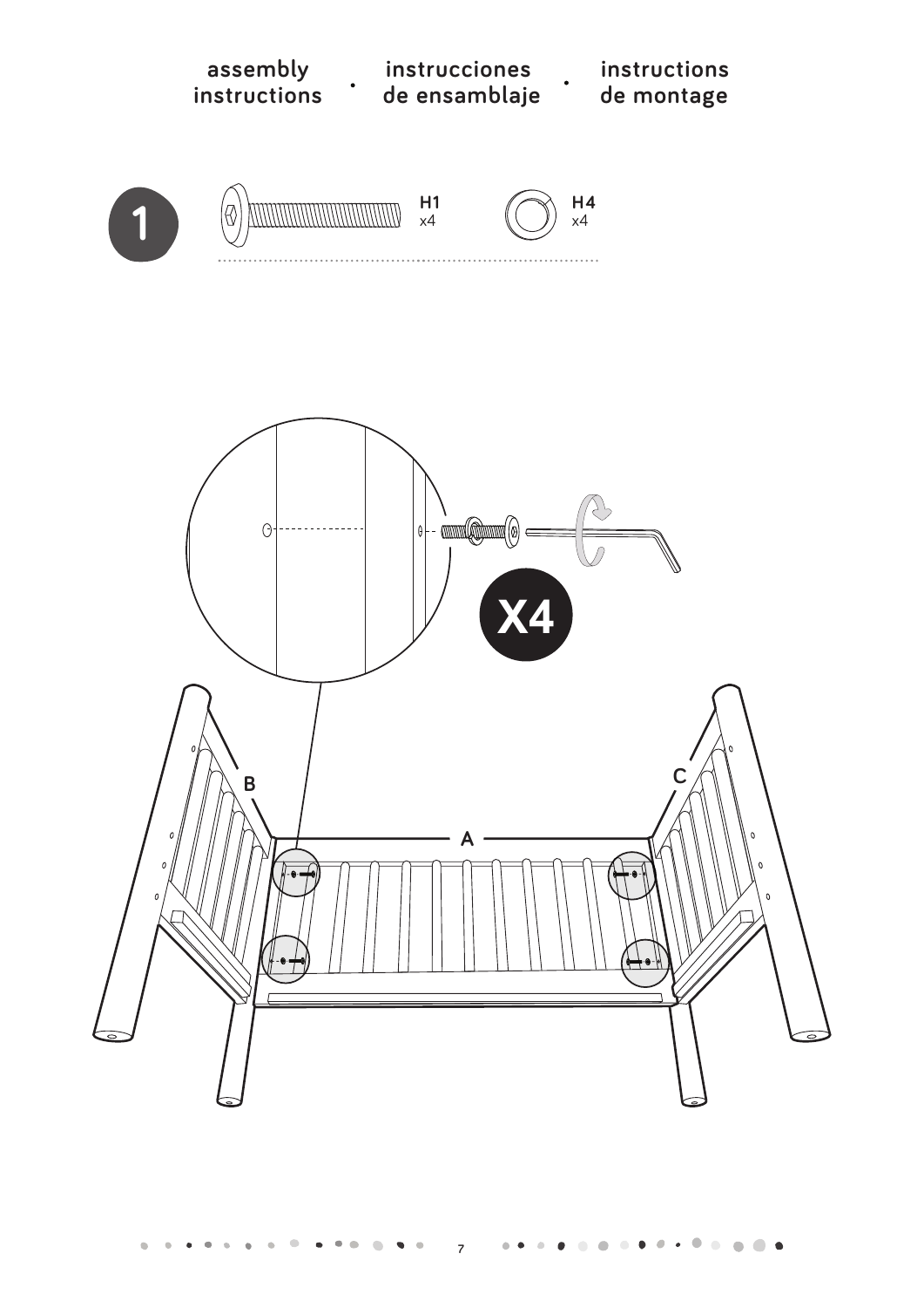assembly instructions · instrucciones de ensamblaje · instructions de montage

1

H1 x4

H4 x4

X4

B

A

C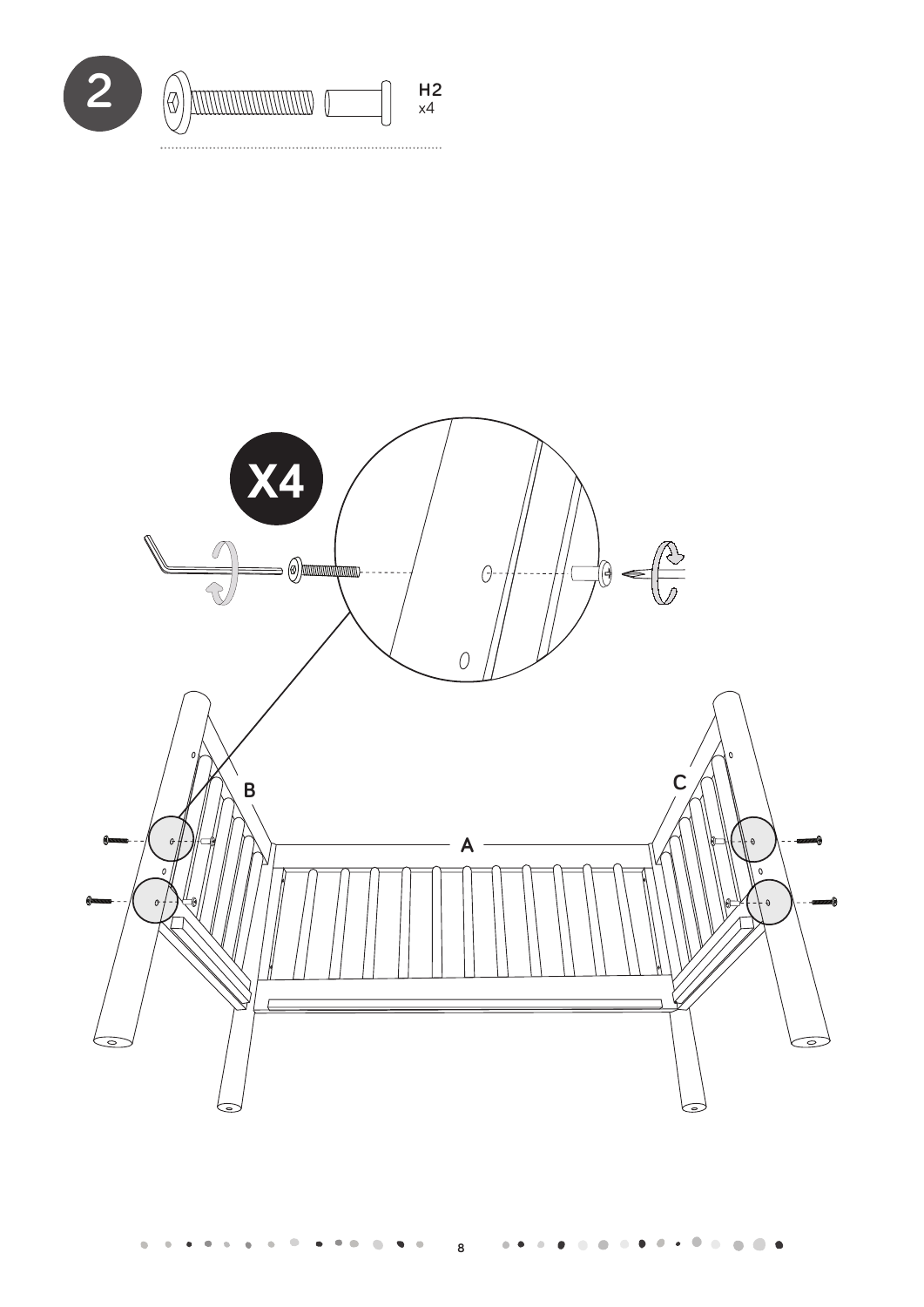2

H2
x4

X4

B

C

A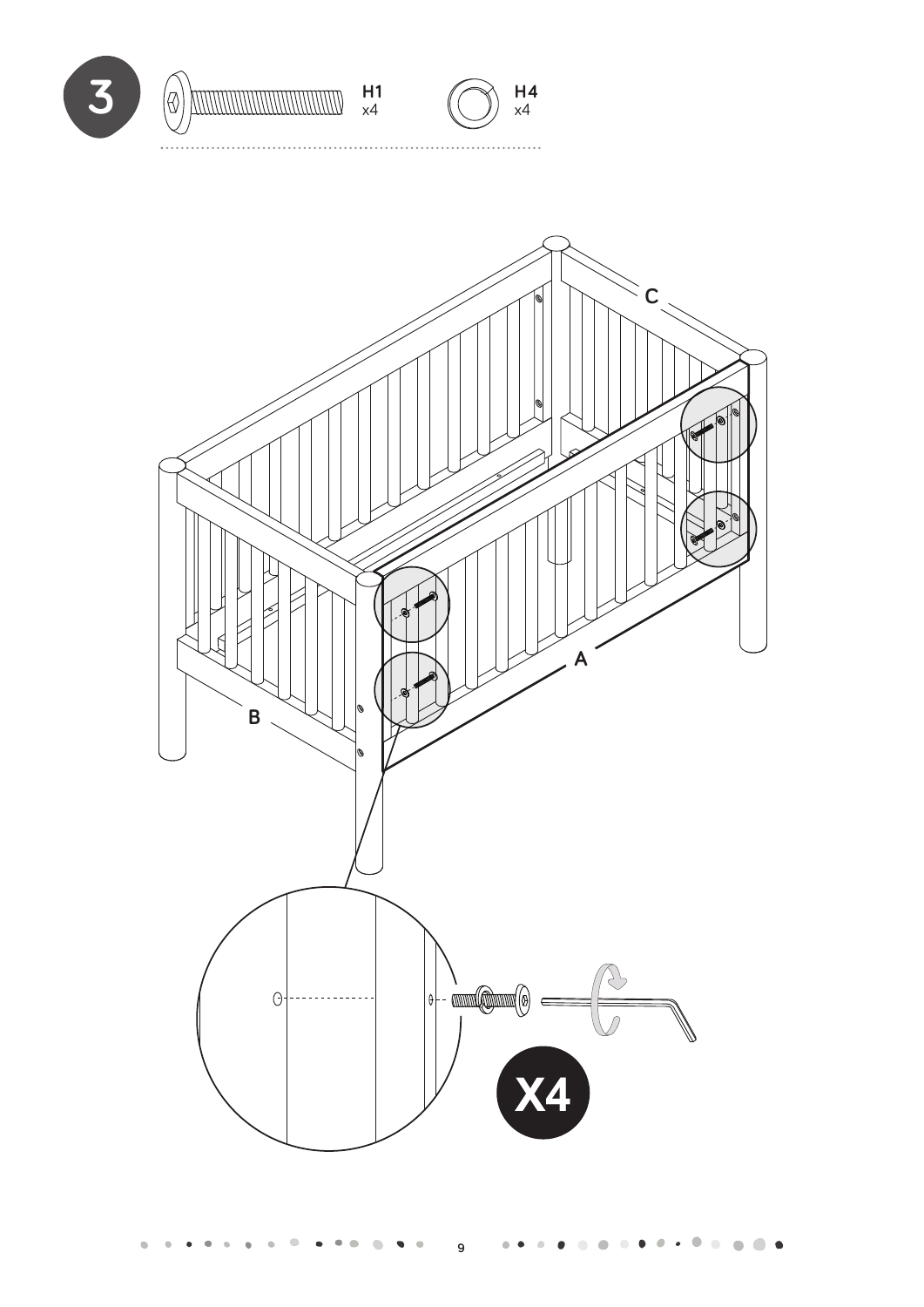3

H1
x4

H4
x4

C

A

B

X4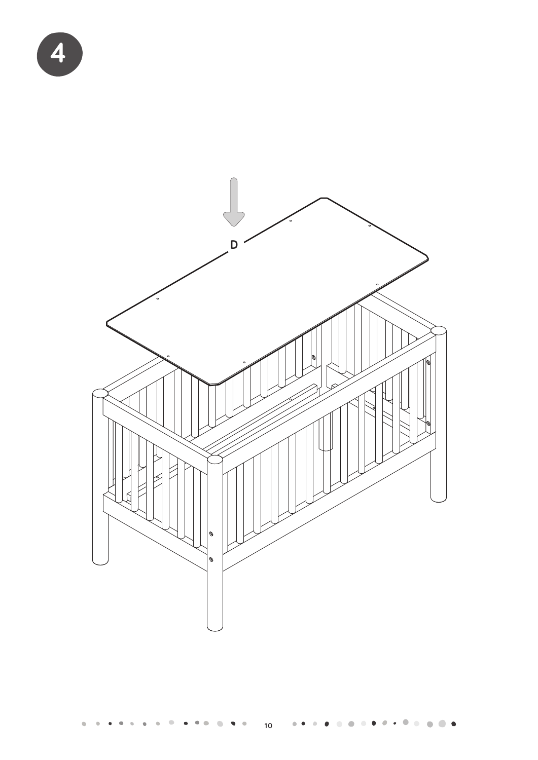4

D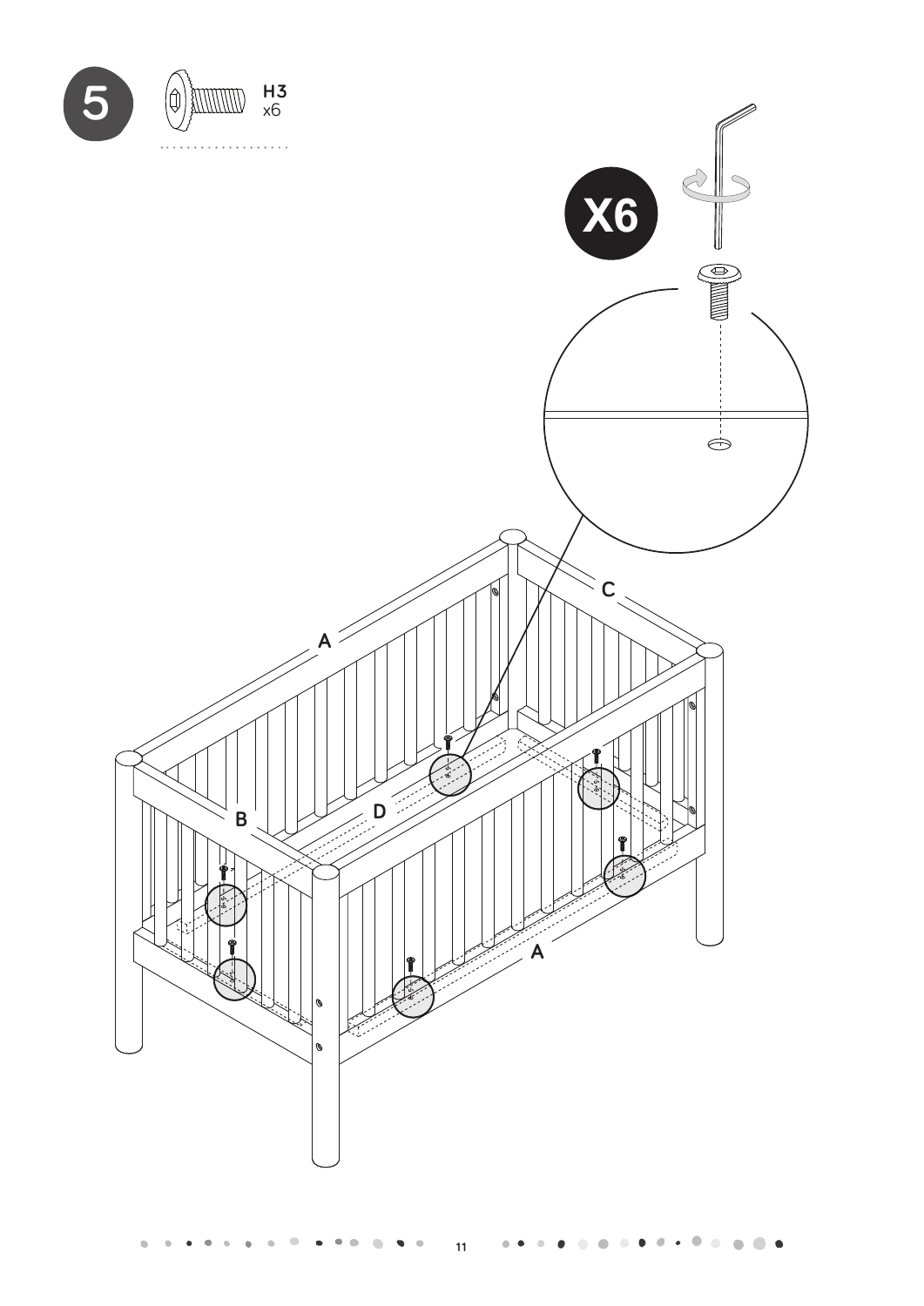5

H3
x6

X6

C

A

B

D

A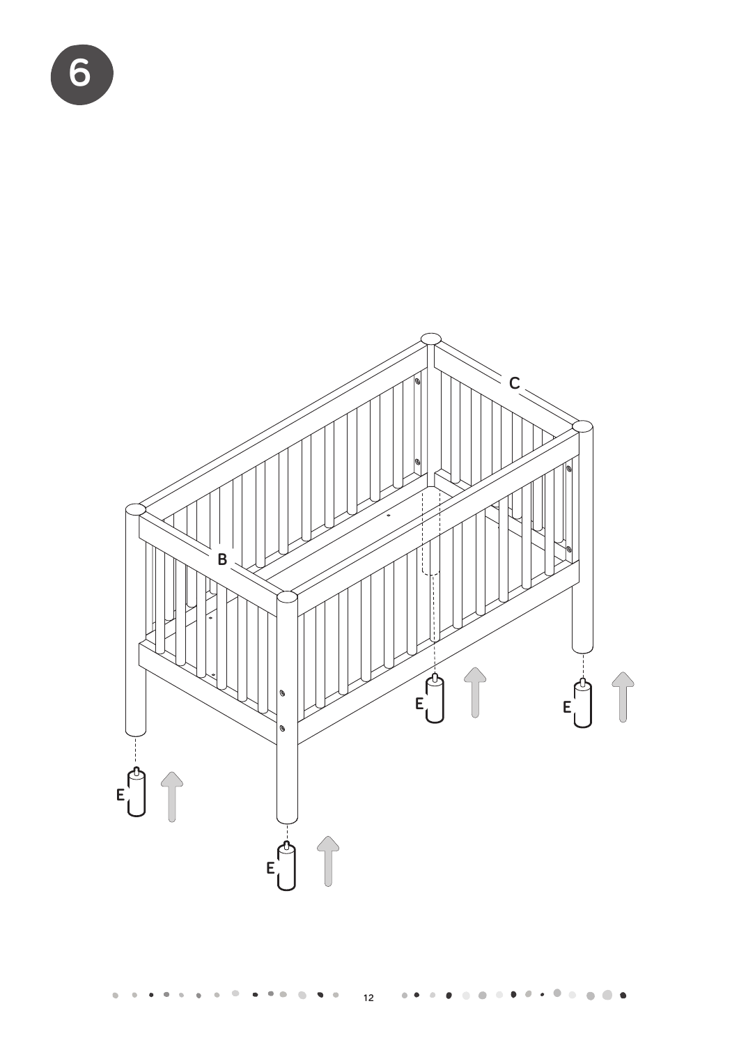6

B

C

E

E

E

E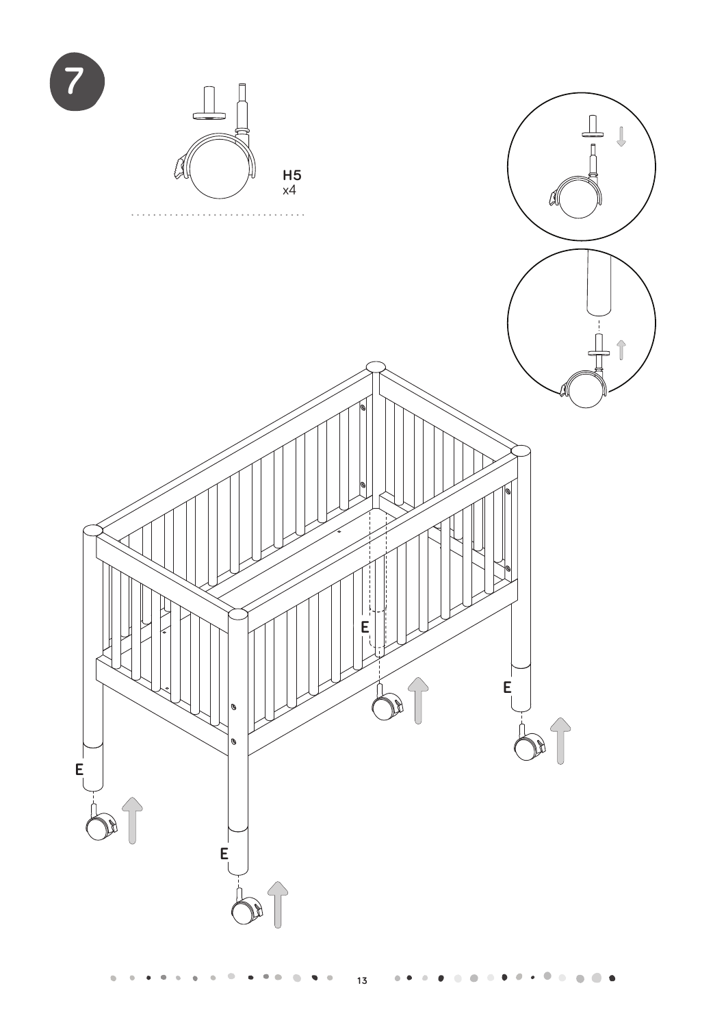7

H5
x4

E

E

E

E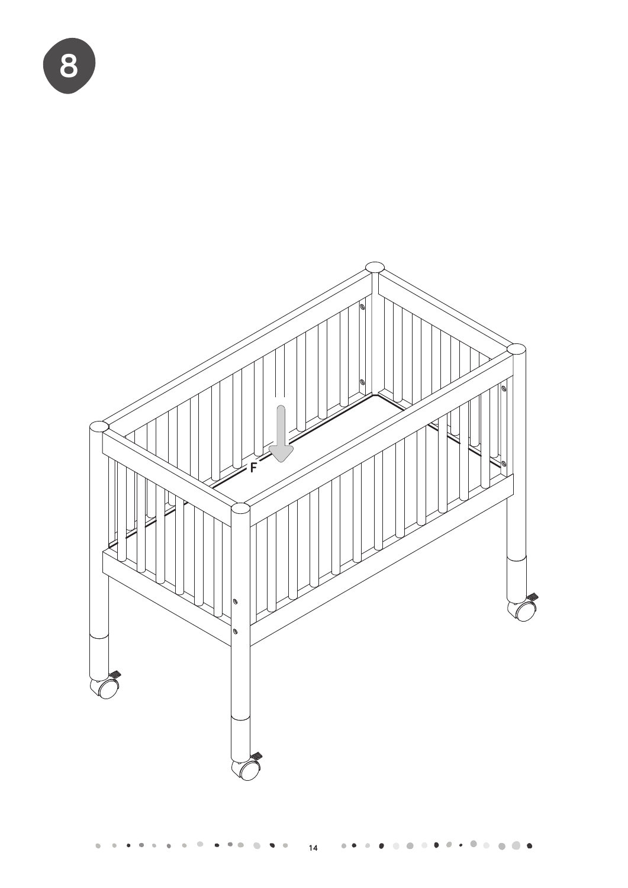8

F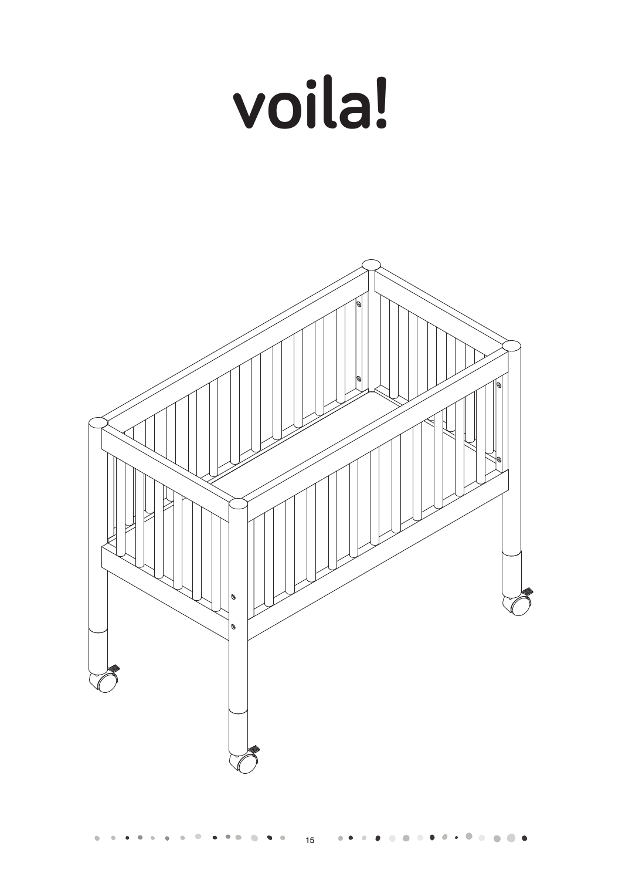# voila!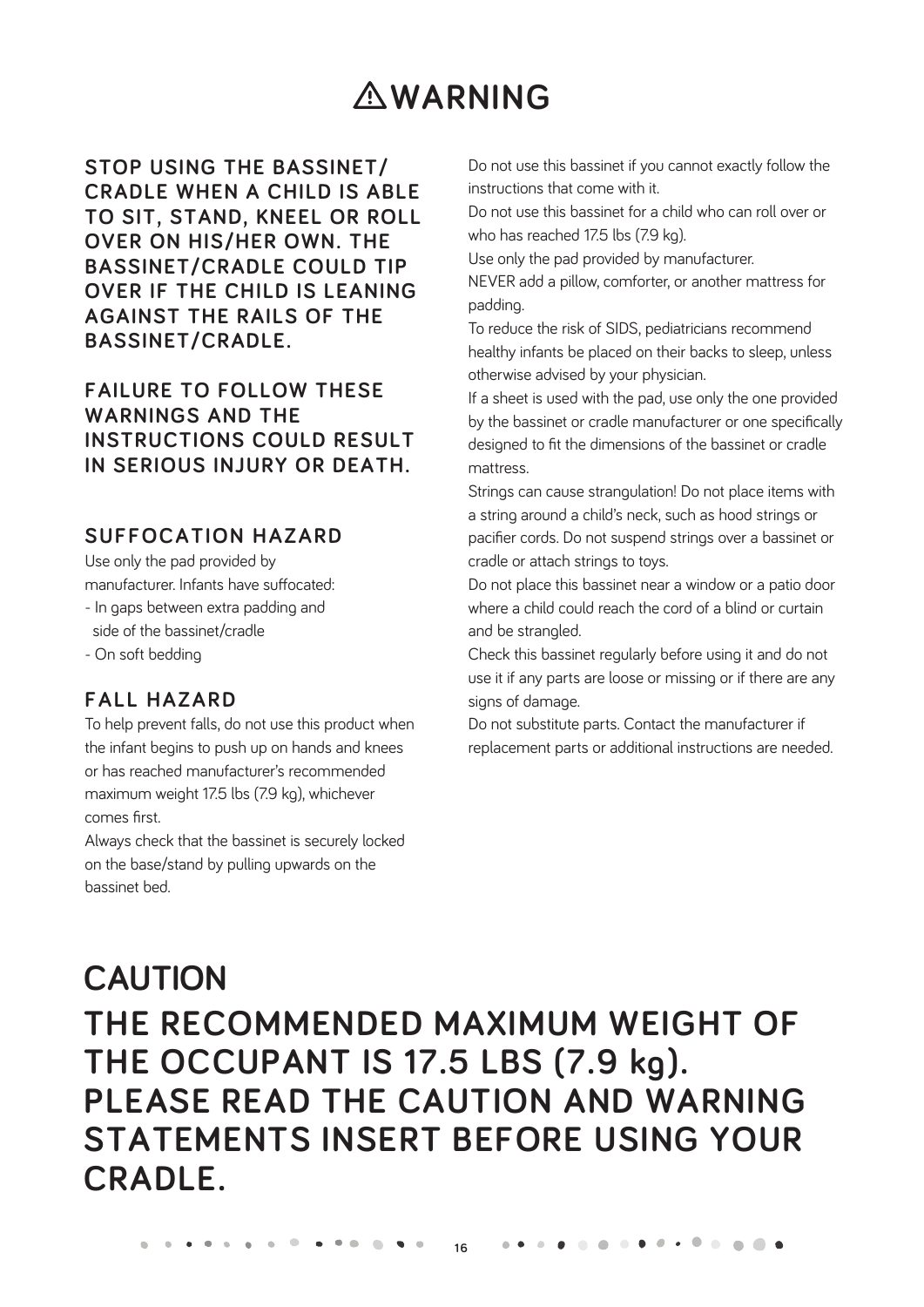# ⚠WARNING

**STOP USING THE BASSINET/CRADLE WHEN A CHILD IS ABLE TO SIT, STAND, KNEEL OR ROLL OVER ON HIS/HER OWN. THE BASSINET/CRADLE COULD TIP OVER IF THE CHILD IS LEANING AGAINST THE RAILS OF THE BASSINET/CRADLE.**

**FAILURE TO FOLLOW THESE WARNINGS AND THE INSTRUCTIONS COULD RESULT IN SERIOUS INJURY OR DEATH.**

## SUFFOCATION HAZARD

Use only the pad provided by manufacturer. Infants have suffocated:

- In gaps between extra padding and side of the bassinet/cradle
- On soft bedding

## FALL HAZARD

To help prevent falls, do not use this product when the infant begins to push up on hands and knees or has reached manufacturer's recommended maximum weight 17.5 lbs (7.9 kg), whichever comes first.

Always check that the bassinet is securely locked on the base/stand by pulling upwards on the bassinet bed.

Do not use this bassinet if you cannot exactly follow the instructions that come with it.

Do not use this bassinet for a child who can roll over or who has reached 17.5 lbs (7.9 kg).

Use only the pad provided by manufacturer.

NEVER add a pillow, comforter, or another mattress for padding.

To reduce the risk of SIDS, pediatricians recommend healthy infants be placed on their backs to sleep, unless otherwise advised by your physician.

If a sheet is used with the pad, use only the one provided by the bassinet or cradle manufacturer or one specifically designed to fit the dimensions of the bassinet or cradle mattress.

Strings can cause strangulation! Do not place items with a string around a child's neck, such as hood strings or pacifier cords. Do not suspend strings over a bassinet or cradle or attach strings to toys.

Do not place this bassinet near a window or a patio door where a child could reach the cord of a blind or curtain and be strangled.

Check this bassinet regularly before using it and do not use it if any parts are loose or missing or if there are any signs of damage.

Do not substitute parts. Contact the manufacturer if replacement parts or additional instructions are needed.

# CAUTION

## THE RECOMMENDED MAXIMUM WEIGHT OF THE OCCUPANT IS 17.5 LBS (7.9 kg). PLEASE READ THE CAUTION AND WARNING STATEMENTS INSERT BEFORE USING YOUR CRADLE.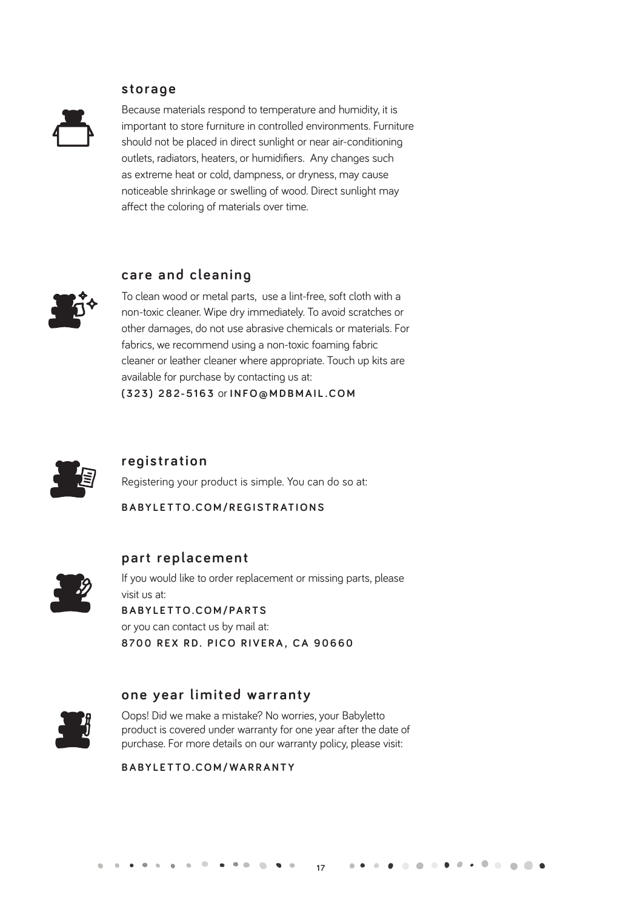## storage

Because materials respond to temperature and humidity, it is important to store furniture in controlled environments. Furniture should not be placed in direct sunlight or near air-conditioning outlets, radiators, heaters, or humidifiers. Any changes such as extreme heat or cold, dampness, or dryness, may cause noticeable shrinkage or swelling of wood. Direct sunlight may affect the coloring of materials over time.

## care and cleaning

To clean wood or metal parts, use a lint-free, soft cloth with a non-toxic cleaner. Wipe dry immediately. To avoid scratches or other damages, do not use abrasive chemicals or materials. For fabrics, we recommend using a non-toxic foaming fabric cleaner or leather cleaner where appropriate. Touch up kits are available for purchase by contacting us at:
**(323) 282-5163** or **INFO@MDBMAIL.COM**

## registration

Registering your product is simple. You can do so at:

**BABYLETTO.COM/REGISTRATIONS**

## part replacement

If you would like to order replacement or missing parts, please visit us at:
**BABYLETTO.COM/PARTS**
or you can contact us by mail at:
**8700 REX RD. PICO RIVERA, CA 90660**

## one year limited warranty

Oops! Did we make a mistake? No worries, your Babyletto product is covered under warranty for one year after the date of purchase. For more details on our warranty policy, please visit:

**BABYLETTO.COM/WARRANTY**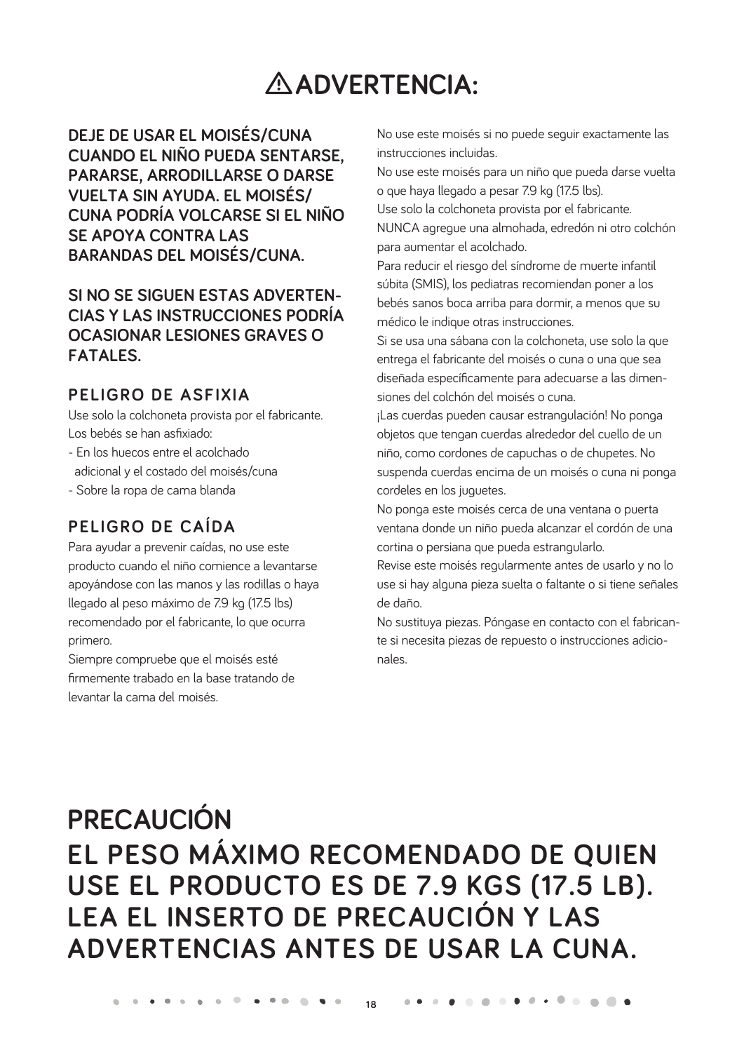# ⚠ ADVERTENCIA:

**DEJE DE USAR EL MOISÉS/CUNA CUANDO EL NIÑO PUEDA SENTARSE, PARARSE, ARRODILLARSE O DARSE VUELTA SIN AYUDA. EL MOISÉS/ CUNA PODRÍA VOLCARSE SI EL NIÑO SE APOYA CONTRA LAS BARANDAS DEL MOISÉS/CUNA.**

**SI NO SE SIGUEN ESTAS ADVERTENCIAS Y LAS INSTRUCCIONES PODRÍA OCASIONAR LESIONES GRAVES O FATALES.**

## PELIGRO DE ASFIXIA

Use solo la colchoneta provista por el fabricante.
Los bebés se han asfixiado:

- En los huecos entre el acolchado adicional y el costado del moisés/cuna
- Sobre la ropa de cama blanda

## PELIGRO DE CAÍDA

Para ayudar a prevenir caídas, no use este producto cuando el niño comience a levantarse apoyándose con las manos y las rodillas o haya llegado al peso máximo de 7.9 kg (17.5 lbs) recomendado por el fabricante, lo que ocurra primero.
Siempre compruebe que el moisés esté firmemente trabado en la base tratando de levantar la cama del moisés.

No use este moisés si no puede seguir exactamente las instrucciones incluidas.
No use este moisés para un niño que pueda darse vuelta o que haya llegado a pesar 7.9 kg (17.5 lbs).
Use solo la colchoneta provista por el fabricante.
NUNCA agregue una almohada, edredón ni otro colchón para aumentar el acolchado.
Para reducir el riesgo del síndrome de muerte infantil súbita (SMIS), los pediatras recomiendan poner a los bebés sanos boca arriba para dormir, a menos que su médico le indique otras instrucciones.
Si se usa una sábana con la colchoneta, use solo la que entrega el fabricante del moisés o cuna o una que sea diseñada específicamente para adecuarse a las dimensiones del colchón del moisés o cuna.
¡Las cuerdas pueden causar estrangulación! No ponga objetos que tengan cuerdas alrededor del cuello de un niño, como cordones de capuchas o de chupetes. No suspenda cuerdas encima de un moisés o cuna ni ponga cordeles en los juguetes.
No ponga este moisés cerca de una ventana o puerta ventana donde un niño pueda alcanzar el cordón de una cortina o persiana que pueda estrangularlo.
Revise este moisés regularmente antes de usarlo y no lo use si hay alguna pieza suelta o faltante o si tiene señales de daño.
No sustituya piezas. Póngase en contacto con el fabricante si necesita piezas de repuesto o instrucciones adicionales.

# PRECAUCIÓN

## EL PESO MÁXIMO RECOMENDADO DE QUIEN USE EL PRODUCTO ES DE 7.9 KGS (17.5 LB). LEA EL INSERTO DE PRECAUCIÓN Y LAS ADVERTENCIAS ANTES DE USAR LA CUNA.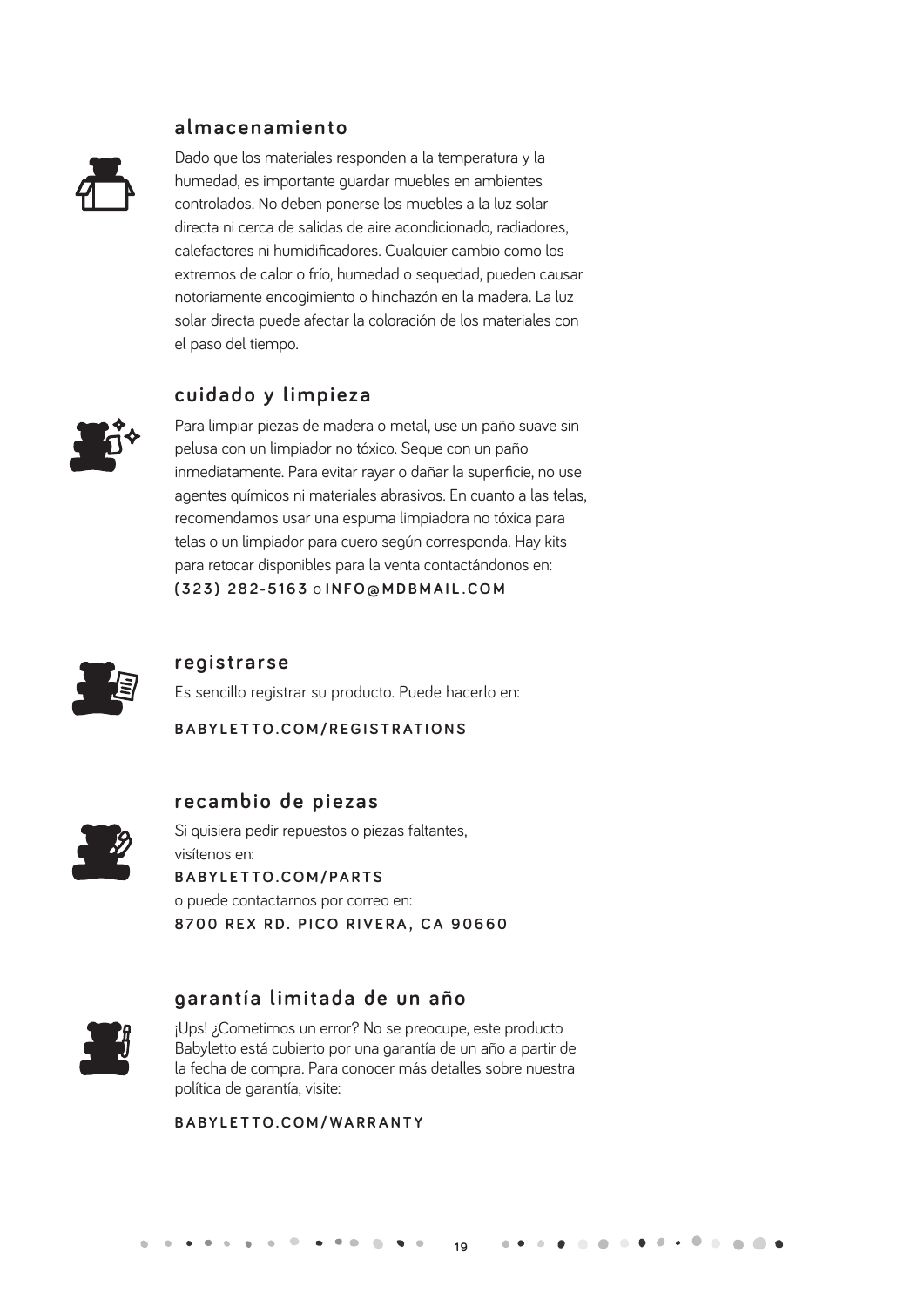## almacenamiento

Dado que los materiales responden a la temperatura y la humedad, es importante guardar muebles en ambientes controlados. No deben ponerse los muebles a la luz solar directa ni cerca de salidas de aire acondicionado, radiadores, calefactores ni humidificadores. Cualquier cambio como los extremos de calor o frío, humedad o sequedad, pueden causar notoriamente encogimiento o hinchazón en la madera. La luz solar directa puede afectar la coloración de los materiales con el paso del tiempo.

## cuidado y limpieza

Para limpiar piezas de madera o metal, use un paño suave sin pelusa con un limpiador no tóxico. Seque con un paño inmediatamente. Para evitar rayar o dañar la superficie, no use agentes químicos ni materiales abrasivos. En cuanto a las telas, recomendamos usar una espuma limpiadora no tóxica para telas o un limpiador para cuero según corresponda. Hay kits para retocar disponibles para la venta contactándonos en: **(323) 282-5163** o **INFO@MDBMAIL.COM**

## registrarse

Es sencillo registrar su producto. Puede hacerlo en:

**BABYLETTO.COM/REGISTRATIONS**

## recambio de piezas

Si quisiera pedir repuestos o piezas faltantes, visítenos en:
**BABYLETTO.COM/PARTS**
o puede contactarnos por correo en:
**8700 REX RD. PICO RIVERA, CA 90660**

## garantía limitada de un año

¡Ups! ¿Cometimos un error? No se preocupe, este producto Babyletto está cubierto por una garantía de un año a partir de la fecha de compra. Para conocer más detalles sobre nuestra política de garantía, visite:

**BABYLETTO.COM/WARRANTY**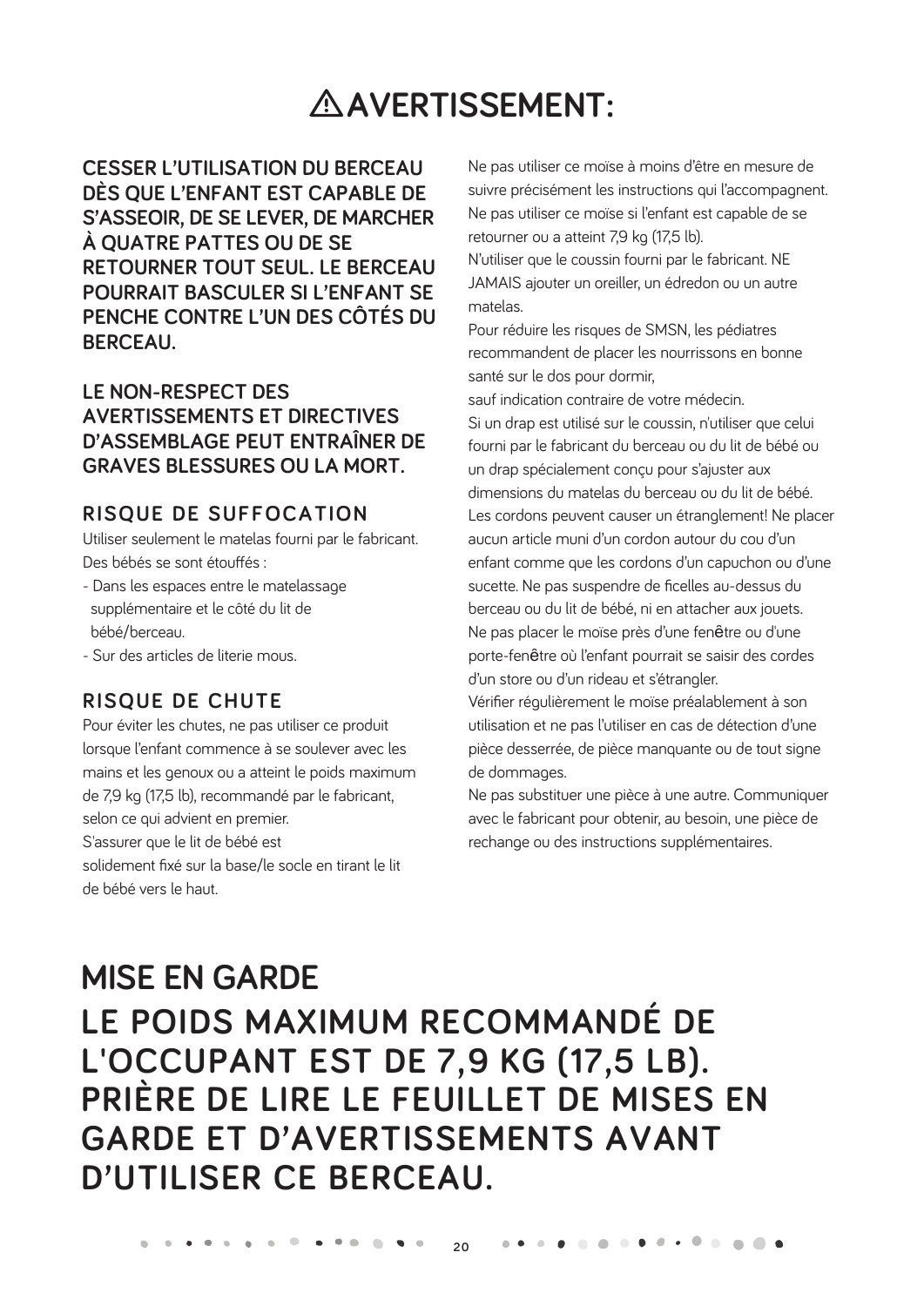# ⚠ AVERTISSEMENT:

**CESSER L'UTILISATION DU BERCEAU DÈS QUE L'ENFANT EST CAPABLE DE S'ASSEOIR, DE SE LEVER, DE MARCHER À QUATRE PATTES OU DE SE RETOURNER TOUT SEUL. LE BERCEAU POURRAIT BASCULER SI L'ENFANT SE PENCHE CONTRE L'UN DES CÔTÉS DU BERCEAU.**

**LE NON-RESPECT DES AVERTISSEMENTS ET DIRECTIVES D'ASSEMBLAGE PEUT ENTRAÎNER DE GRAVES BLESSURES OU LA MORT.**

### RISQUE DE SUFFOCATION

Utiliser seulement le matelas fourni par le fabricant. Des bébés se sont étouffés :

- Dans les espaces entre le matelassage supplémentaire et le côté du lit de bébé/berceau.
- Sur des articles de literie mous.

### RISQUE DE CHUTE

Pour éviter les chutes, ne pas utiliser ce produit lorsque l'enfant commence à se soulever avec les mains et les genoux ou a atteint le poids maximum de 7,9 kg (17,5 lb), recommandé par le fabricant, selon ce qui advient en premier.
S'assurer que le lit de bébé est solidement fixé sur la base/le socle en tirant le lit de bébé vers le haut.

Ne pas utiliser ce moïse à moins d'être en mesure de suivre précisément les instructions qui l'accompagnent.
Ne pas utiliser ce moïse si l'enfant est capable de se retourner ou a atteint 7,9 kg (17,5 lb).
N'utiliser que le coussin fourni par le fabricant. NE JAMAIS ajouter un oreiller, un édredon ou un autre matelas.
Pour réduire les risques de SMSN, les pédiatres recommandent de placer les nourrissons en bonne santé sur le dos pour dormir,
sauf indication contraire de votre médecin.
Si un drap est utilisé sur le coussin, n'utiliser que celui fourni par le fabricant du berceau ou du lit de bébé ou un drap spécialement conçu pour s'ajuster aux dimensions du matelas du berceau ou du lit de bébé.
Les cordons peuvent causer un étranglement! Ne placer aucun article muni d'un cordon autour du cou d'un enfant comme que les cordons d'un capuchon ou d'une sucette. Ne pas suspendre de ficelles au-dessus du berceau ou du lit de bébé, ni en attacher aux jouets.
Ne pas placer le moïse près d'une fenêtre ou d'une porte-fenêtre où l'enfant pourrait se saisir des cordes d'un store ou d'un rideau et s'étrangler.
Vérifier régulièrement le moïse préalablement à son utilisation et ne pas l'utiliser en cas de détection d'une pièce desserrée, de pièce manquante ou de tout signe de dommages.
Ne pas substituer une pièce à une autre. Communiquer avec le fabricant pour obtenir, au besoin, une pièce de rechange ou des instructions supplémentaires.

## MISE EN GARDE

## LE POIDS MAXIMUM RECOMMANDÉ DE L'OCCUPANT EST DE 7,9 KG (17,5 LB). PRIÈRE DE LIRE LE FEUILLET DE MISES EN GARDE ET D'AVERTISSEMENTS AVANT D'UTILISER CE BERCEAU.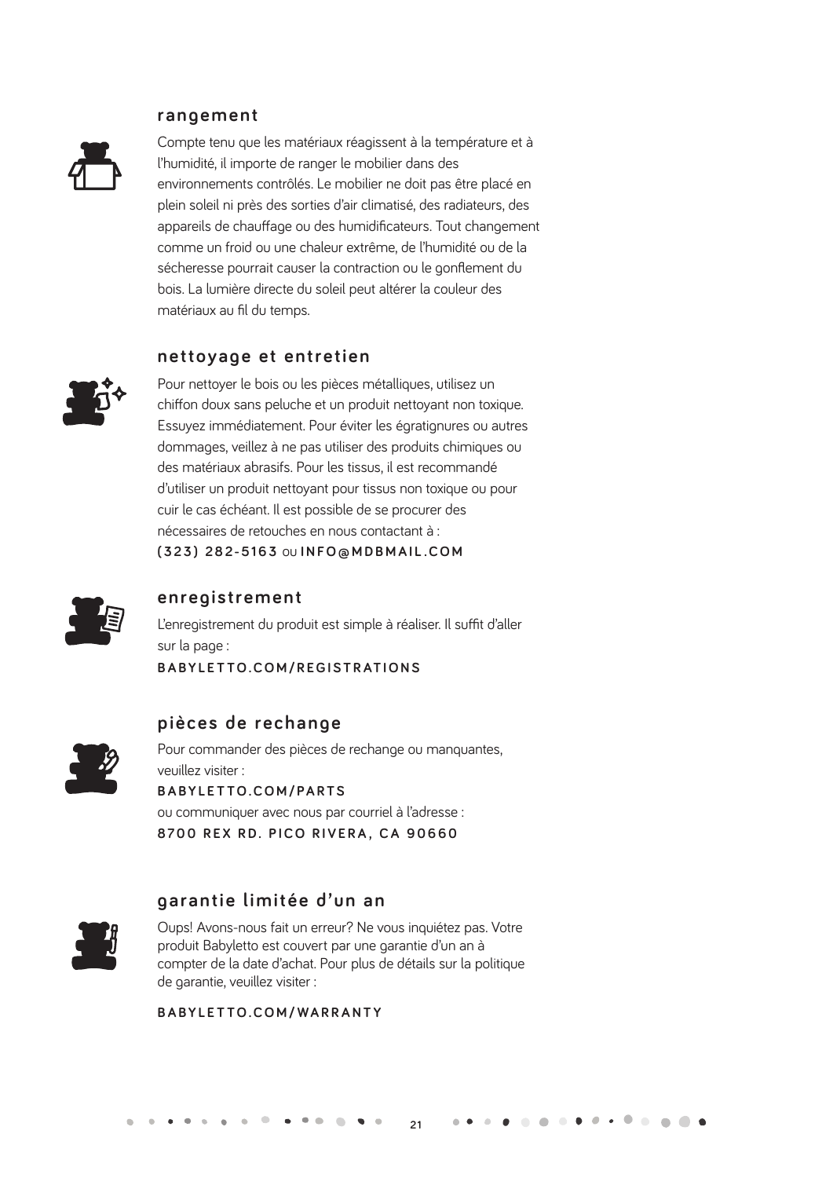## rangement

Compte tenu que les matériaux réagissent à la température et à l'humidité, il importe de ranger le mobilier dans des environnements contrôlés. Le mobilier ne doit pas être placé en plein soleil ni près des sorties d'air climatisé, des radiateurs, des appareils de chauffage ou des humidificateurs. Tout changement comme un froid ou une chaleur extrême, de l'humidité ou de la sécheresse pourrait causer la contraction ou le gonflement du bois. La lumière directe du soleil peut altérer la couleur des matériaux au fil du temps.

## nettoyage et entretien

Pour nettoyer le bois ou les pièces métalliques, utilisez un chiffon doux sans peluche et un produit nettoyant non toxique. Essuyez immédiatement. Pour éviter les égratignures ou autres dommages, veillez à ne pas utiliser des produits chimiques ou des matériaux abrasifs. Pour les tissus, il est recommandé d'utiliser un produit nettoyant pour tissus non toxique ou pour cuir le cas échéant. Il est possible de se procurer des nécessaires de retouches en nous contactant à :
**(323) 282-5163** ou **INFO@MDBMAIL.COM**

## enregistrement

L'enregistrement du produit est simple à réaliser. Il suffit d'aller sur la page :
**BABYLETTO.COM/REGISTRATIONS**

## pièces de rechange

Pour commander des pièces de rechange ou manquantes, veuillez visiter :
**BABYLETTO.COM/PARTS**
ou communiquer avec nous par courriel à l'adresse :
**8700 REX RD. PICO RIVERA, CA 90660**

## garantie limitée d'un an

Oups! Avons-nous fait un erreur? Ne vous inquiétez pas. Votre produit Babyletto est couvert par une garantie d'un an à compter de la date d'achat. Pour plus de détails sur la politique de garantie, veuillez visiter :

**BABYLETTO.COM/WARRANTY**